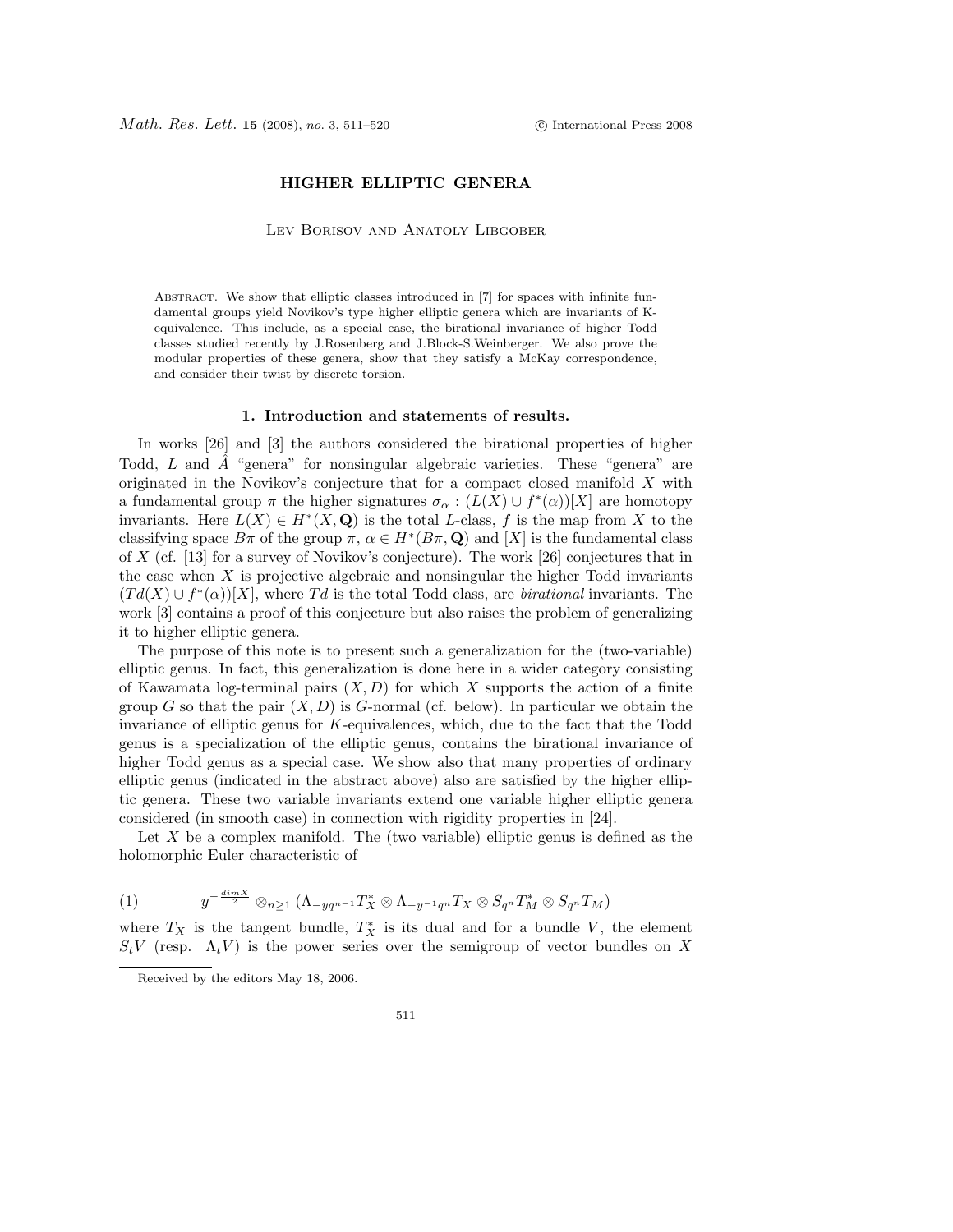# HIGHER ELLIPTIC GENERA

Lev Borisov and Anatoly Libgober

Abstract. We show that elliptic classes introduced in [7] for spaces with infinite fundamental groups yield Novikov's type higher elliptic genera which are invariants of K-equivalence. This include, as a special case, the birational invariance of higher Todd classes studied recently by J.Rosenberg and J.Block-S.Weinberger. We also prove the modular properties of these genera, show that they satisfy a McKay correspondence, and consider their twist by discrete torsion.

## 1. Introduction and statements of results.

In works [26] and [3] the authors considered the birational properties of higher Todd, $L$ and $\hat{A}$ "genera" for nonsingular algebraic varieties. These "genera" are originated in the Novikov's conjecture that for a compact closed manifold $X$ with a fundamental group $\pi$ the higher signatures $\sigma_\alpha : (L(X) \cup f^*(\alpha))[X]$ are homotopy invariants. Here $L(X) \in H^*(X, \mathbf{Q})$ is the total $L$-class, $f$ is the map from $X$ to the classifying space $B\pi$ of the group $\pi$, $\alpha \in H^*(B\pi, \mathbf{Q})$ and $[X]$ is the fundamental class of $X$ (cf. [13] for a survey of Novikov's conjecture). The work [26] conjectures that in the case when $X$ is projective algebraic and nonsingular the higher Todd invariants $(Td(X) \cup f^*(\alpha))[X]$, where $Td$ is the total Todd class, are *birational* invariants. The work [3] contains a proof of this conjecture but also raises the problem of generalizing it to higher elliptic genera.

The purpose of this note is to present such a generalization for the (two-variable) elliptic genus. In fact, this generalization is done here in a wider category consisting of Kawamata log-terminal pairs $(X, D)$ for which $X$ supports the action of a finite group $G$ so that the pair $(X, D)$ is $G$-normal (cf. below). In particular we obtain the invariance of elliptic genus for $K$-equivalences, which, due to the fact that the Todd genus is a specialization of the elliptic genus, contains the birational invariance of higher Todd genus as a special case. We show also that many properties of ordinary elliptic genus (indicated in the abstract above) also are satisfied by the higher elliptic genera. These two variable invariants extend one variable higher elliptic genera considered (in smooth case) in connection with rigidity properties in [24].

Let $X$ be a complex manifold. The (two variable) elliptic genus is defined as the holomorphic Euler characteristic of

$$y^{-\frac{dim X}{2}} \otimes_{n \geq 1} (\Lambda_{-yq^{n-1}} T_X^* \otimes \Lambda_{-y^{-1}q^n} T_X \otimes S_{q^n} T_M^* \otimes S_{q^n} T_M) \tag{1}$$

where $T_X$ is the tangent bundle, $T_X^*$ is its dual and for a bundle $V$, the element $S_t V$ (resp. $\Lambda_t V$) is the power series over the semigroup of vector bundles on $X$

---

Received by the editors May 18, 2006.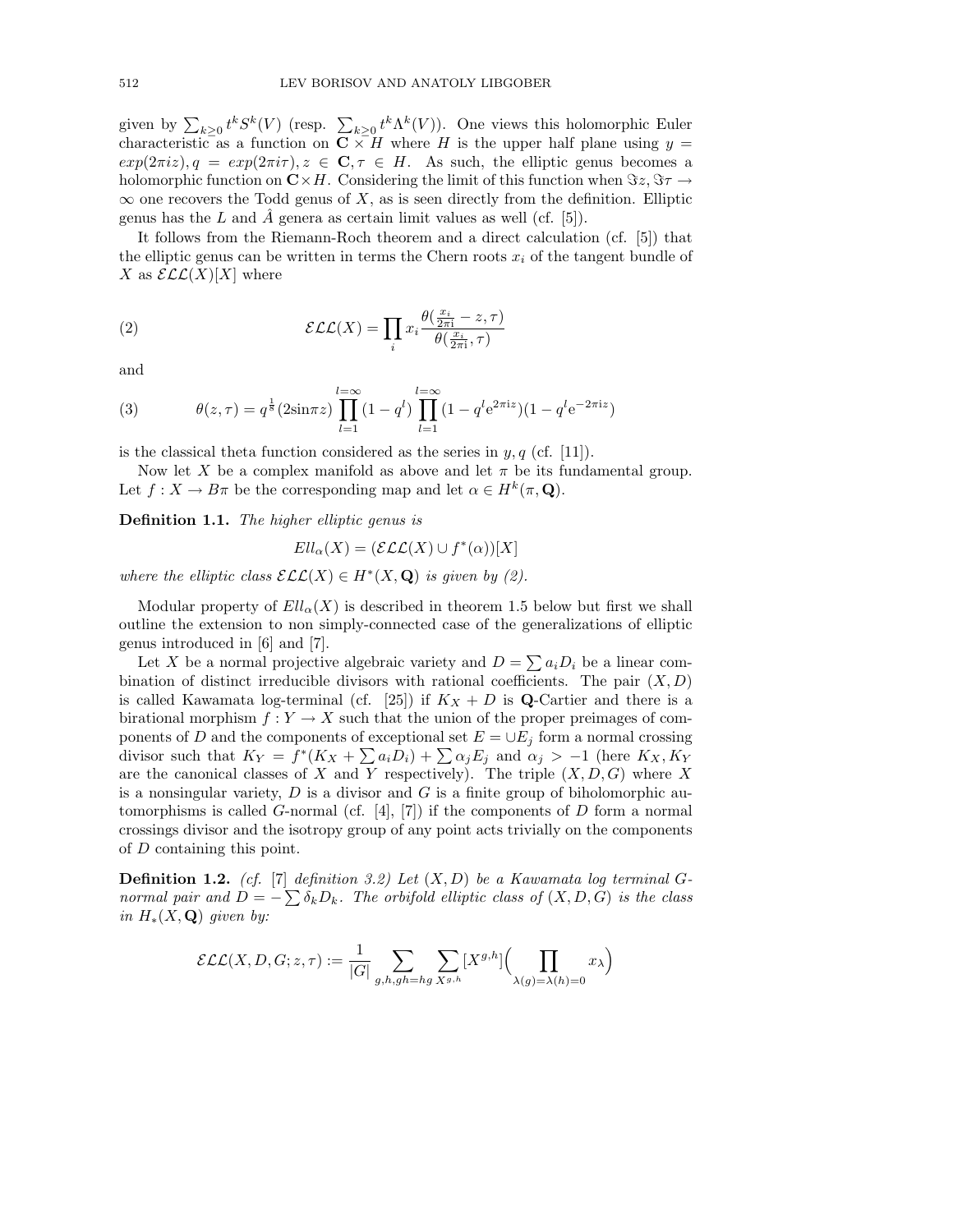given by $\sum_{k\geq 0} t^k S^k(V)$ (resp. $\sum_{k\geq 0} t^k \Lambda^k(V)$). One views this holomorphic Euler characteristic as a function on $\mathbf{C}\times H$ where $H$ is the upper half plane using $y = exp(2\pi i z), q = exp(2\pi i\tau), z \in \mathbf{C}, \tau \in H$. As such, the elliptic genus becomes a holomorphic function on $\mathbf{C}\times H$. Considering the limit of this function when $\Im z, \Im\tau \to \infty$ one recovers the Todd genus of $X$, as is seen directly from the definition. Elliptic genus has the $L$ and $\hat{A}$ genera as certain limit values as well (cf. [5]).

It follows from the Riemann-Roch theorem and a direct calculation (cf. [5]) that the elliptic genus can be written in terms the Chern roots $x_i$ of the tangent bundle of $X$ as $\mathcal{ELL}(X)[X]$ where

$$\mathcal{ELL}(X) = \prod_i x_i \frac{\theta(\frac{x_i}{2\pi \mathrm{i}} - z, \tau)}{\theta(\frac{x_i}{2\pi \mathrm{i}}, \tau)} \tag{2}$$

and

$$\theta(z,\tau) = q^{\frac{1}{8}}(2\sin\pi z)\prod_{l=1}^{l=\infty}(1-q^l)\prod_{l=1}^{l=\infty}(1-q^l \mathrm{e}^{2\pi \mathrm{i} z})(1-q^l\mathrm{e}^{-2\pi \mathrm{i} z}) \tag{3}$$

is the classical theta function considered as the series in $y, q$ (cf. [11]).

Now let $X$ be a complex manifold as above and let $\pi$ be its fundamental group. Let $f: X \to B\pi$ be the corresponding map and let $\alpha \in H^k(\pi, \mathbf{Q})$.

**Definition 1.1.** *The higher elliptic genus is*

$$Ell_\alpha(X) = (\mathcal{ELL}(X) \cup f^*(\alpha))[X]$$

*where the elliptic class $\mathcal{ELL}(X) \in H^*(X,\mathbf{Q})$ is given by (2).*

Modular property of $Ell_\alpha(X)$ is described in theorem 1.5 below but first we shall outline the extension to non simply-connected case of the generalizations of elliptic genus introduced in [6] and [7].

Let $X$ be a normal projective algebraic variety and $D = \sum a_i D_i$ be a linear combination of distinct irreducible divisors with rational coefficients. The pair $(X, D)$ is called Kawamata log-terminal (cf. [25]) if $K_X + D$ is $\mathbf{Q}$-Cartier and there is a birational morphism $f: Y \to X$ such that the union of the proper preimages of components of $D$ and the components of exceptional set $E = \cup E_j$ form a normal crossing divisor such that $K_Y = f^*(K_X + \sum a_i D_i) + \sum \alpha_j E_j$ and $\alpha_j > -1$ (here $K_X, K_Y$ are the canonical classes of $X$ and $Y$ respectively). The triple $(X, D, G)$ where $X$ is a nonsingular variety, $D$ is a divisor and $G$ is a finite group of biholomorphic automorphisms is called $G$-normal (cf. [4], [7]) if the components of $D$ form a normal crossings divisor and the isotropy group of any point acts trivially on the components of $D$ containing this point.

**Definition 1.2.** *(cf. [7] definition 3.2) Let $(X, D)$ be a Kawamata log terminal $G$-normal pair and $D = -\sum \delta_k D_k$. The orbifold elliptic class of $(X, D, G)$ is the class in $H_*(X,\mathbf{Q})$ given by:*

$$\mathcal{ELL}(X, D, G; z, \tau) := \frac{1}{|G|}\sum_{g,h,gh=hg}\sum_{X^{g,h}}[X^{g,h}]\Big(\prod_{\lambda(g)=\lambda(h)=0} x_\lambda\Big)$$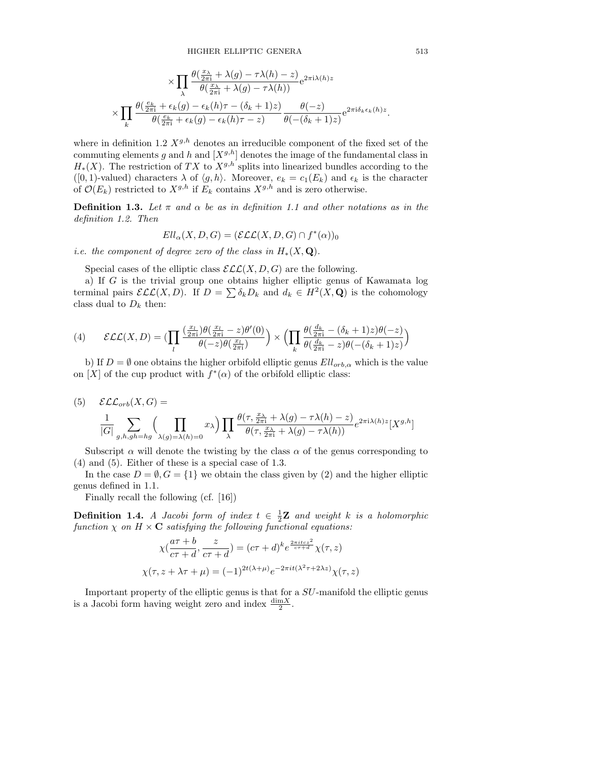$$\times \prod_{\lambda} \frac{\theta(\frac{x_\lambda}{2\pi \mathrm{i}} + \lambda(g) - \tau\lambda(h) - z)}{\theta(\frac{x_\lambda}{2\pi \mathrm{i}} + \lambda(g) - \tau\lambda(h))} \mathrm{e}^{2\pi \mathrm{i}\lambda(h)z}$$

$$\times \prod_{k} \frac{\theta(\frac{e_k}{2\pi \mathrm{i}} + \epsilon_k(g) - \epsilon_k(h)\tau - (\delta_k+1)z)}{\theta(\frac{e_k}{2\pi \mathrm{i}} + \epsilon_k(g) - \epsilon_k(h)\tau - z)} \frac{\theta(-z)}{\theta(-(\delta_k+1)z)} \mathrm{e}^{2\pi \mathrm{i}\delta_k \epsilon_k(h) z}.$$

where in definition 1.2 $X^{g,h}$ denotes an irreducible component of the fixed set of the commuting elements $g$ and $h$ and $[X^{g,h}]$ denotes the image of the fundamental class in $H_*(X)$. The restriction of $TX$ to $X^{g,h}$ splits into linearized bundles according to the ($[0,1)$-valued) characters $\lambda$ of $\langle g, h\rangle$. Moreover, $e_k = c_1(E_k)$ and $\epsilon_k$ is the character of $\mathcal{O}(E_k)$ restricted to $X^{g,h}$ if $E_k$ contains $X^{g,h}$ and is zero otherwise.

**Definition 1.3.** *Let $\pi$ and $\alpha$ be as in definition 1.1 and other notations as in the definition 1.2. Then*

$$Ell_\alpha(X, D, G) = (\mathcal{ELL}(X, D, G) \cap f^*(\alpha))_0$$

*i.e. the component of degree zero of the class in $H_*(X, \mathbf{Q})$.*

Special cases of the elliptic class $\mathcal{ELL}(X, D, G)$ are the following.

a) If $G$ is the trivial group one obtains higher elliptic genus of Kawamata log terminal pairs $\mathcal{ELL}(X, D)$. If $D = \sum \delta_k D_k$ and $d_k \in H^2(X, \mathbf{Q})$ is the cohomology class dual to $D_k$ then:

$$\mathcal{ELL}(X, D) = \Big(\prod_{l} \frac{(\frac{x_l}{2\pi \mathrm{i}})\theta(\frac{x_l}{2\pi \mathrm{i}} - z)\theta'(0)}{\theta(-z)\theta(\frac{x_l}{2\pi \mathrm{i}})}\Big) \times \Big(\prod_{k} \frac{\theta(\frac{d_k}{2\pi \mathrm{i}} - (\delta_k+1)z)\theta(-z)}{\theta(\frac{d_k}{2\pi \mathrm{i}} - z)\theta(-(\delta_k+1)z)}\Big) \tag{4}$$

b) If $D = \emptyset$ one obtains the higher orbifold elliptic genus $Ell_{orb,\alpha}$ which is the value on $[X]$ of the cup product with $f^*(\alpha)$ of the orbifold elliptic class:

$$\mathcal{ELL}_{orb}(X, G) = \tag{5}$$
$$\frac{1}{|G|} \sum_{g,h,gh=hg} \Big(\prod_{\lambda(g)=\lambda(h)=0} x_\lambda\Big) \prod_{\lambda} \frac{\theta(\tau, \frac{x_\lambda}{2\pi \mathrm{i}} + \lambda(g) - \tau\lambda(h) - z)}{\theta(\tau, \frac{x_\lambda}{2\pi \mathrm{i}} + \lambda(g) - \tau\lambda(h))} e^{2\pi \mathrm{i}\lambda(h)z} [X^{g,h}]$$

Subscript $\alpha$ will denote the twisting by the class $\alpha$ of the genus corresponding to (4) and (5). Either of these is a special case of 1.3.

In the case $D = \emptyset, G = \{1\}$ we obtain the class given by (2) and the higher elliptic genus defined in 1.1.

Finally recall the following (cf. [16])

**Definition 1.4.** *A Jacobi form of index $t \in \frac{1}{2}\mathbf{Z}$ and weight $k$ is a holomorphic function $\chi$ on $H \times \mathbf{C}$ satisfying the following functional equations:*

$$\chi(\frac{a\tau + b}{c\tau + d}, \frac{z}{c\tau + d}) = (c\tau + d)^k e^{\frac{2\pi i t c z^2}{c\tau + d}} \chi(\tau, z)$$

$$\chi(\tau, z + \lambda\tau + \mu) = (-1)^{2t(\lambda+\mu)} e^{-2\pi i t(\lambda^2 \tau + 2\lambda z)} \chi(\tau, z)$$

Important property of the elliptic genus is that for a $SU$-manifold the elliptic genus is a Jacobi form having weight zero and index $\frac{\dim X}{2}$.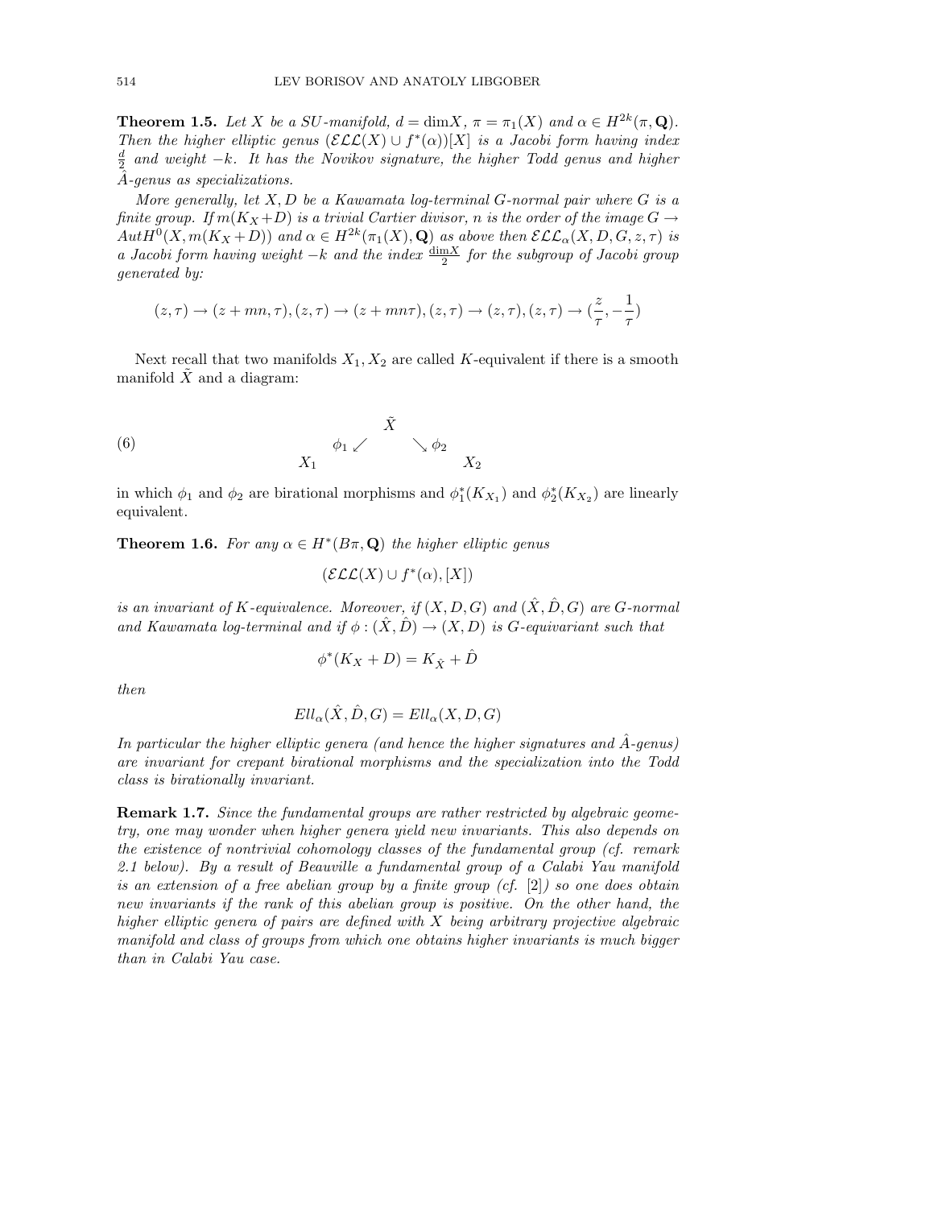**Theorem 1.5.** *Let $X$ be a SU-manifold, $d = \dim X$, $\pi = \pi_1(X)$ and $\alpha \in H^{2k}(\pi, \mathbf{Q})$. Then the higher elliptic genus $(\mathcal{ELL}(X) \cup f^*(\alpha))[X]$ is a Jacobi form having index $\frac{d}{2}$ and weight $-k$. It has the Novikov signature, the higher Todd genus and higher $\hat{A}$-genus as specializations.*

*More generally, let $X, D$ be a Kawamata log-terminal $G$-normal pair where $G$ is a finite group. If $m(K_X + D)$ is a trivial Cartier divisor, $n$ is the order of the image $G \to AutH^0(X, m(K_X + D))$ and $\alpha \in H^{2k}(\pi_1(X), \mathbf{Q})$ as above then $\mathcal{ELL}_\alpha(X, D, G, z, \tau)$ is a Jacobi form having weight $-k$ and the index $\frac{\dim X}{2}$ for the subgroup of Jacobi group generated by:*

$$(z, \tau) \to (z + mn, \tau), (z, \tau) \to (z + mn\tau), (z, \tau) \to (z, \tau), (z, \tau) \to (\frac{z}{\tau}, -\frac{1}{\tau})$$

Next recall that two manifolds $X_1, X_2$ are called $K$-equivalent if there is a smooth manifold $\tilde{X}$ and a diagram:

$$\begin{array}{ccc} & \tilde{X} & \\ \phi_1 \swarrow & & \searrow \phi_2 \\ X_1 & & X_2 \end{array} \tag{6}$$

in which $\phi_1$ and $\phi_2$ are birational morphisms and $\phi_1^*(K_{X_1})$ and $\phi_2^*(K_{X_2})$ are linearly equivalent.

**Theorem 1.6.** *For any $\alpha \in H^*(B\pi, \mathbf{Q})$ the higher elliptic genus*

$$(\mathcal{ELL}(X) \cup f^*(\alpha), [X])$$

*is an invariant of $K$-equivalence. Moreover, if $(X, D, G)$ and $(\hat{X}, \hat{D}, G)$ are $G$-normal and Kawamata log-terminal and if $\phi : (\hat{X}, \hat{D}) \to (X, D)$ is $G$-equivariant such that*

$$\phi^*(K_X + D) = K_{\hat{X}} + \hat{D}$$

*then*

$$Ell_\alpha(\hat{X}, \hat{D}, G) = Ell_\alpha(X, D, G)$$

*In particular the higher elliptic genera (and hence the higher signatures and $\hat{A}$-genus) are invariant for crepant birational morphisms and the specialization into the Todd class is birationally invariant.*

**Remark 1.7.** *Since the fundamental groups are rather restricted by algebraic geometry, one may wonder when higher genera yield new invariants. This also depends on the existence of nontrivial cohomology classes of the fundamental group (cf. remark 2.1 below). By a result of Beauville a fundamental group of a Calabi Yau manifold is an extension of a free abelian group by a finite group (cf. [2]) so one does obtain new invariants if the rank of this abelian group is positive. On the other hand, the higher elliptic genera of pairs are defined with $X$ being arbitrary projective algebraic manifold and class of groups from which one obtains higher invariants is much bigger than in Calabi Yau case.*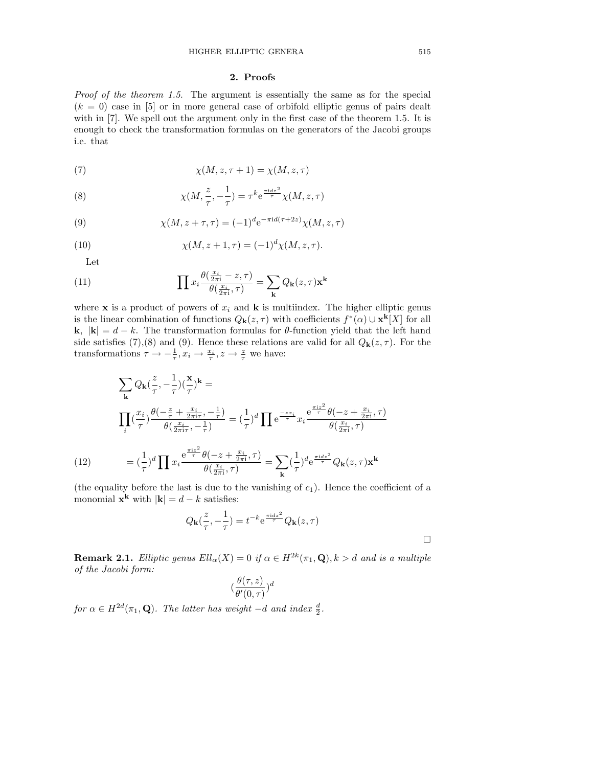## 2. Proofs

*Proof of the theorem 1.5.* The argument is essentially the same as for the special ($k=0$) case in [5] or in more general case of orbifold elliptic genus of pairs dealt with in [7]. We spell out the argument only in the first case of the theorem 1.5. It is enough to check the transformation formulas on the generators of the Jacobi groups i.e. that

$$\chi(M,z,\tau+1)=\chi(M,z,\tau) \tag{7}$$

$$\chi(M,\frac{z}{\tau},-\frac{1}{\tau})=\tau^k \mathrm{e}^{\frac{\pi i d z^2}{\tau}}\chi(M,z,\tau) \tag{8}$$

$$\chi(M,z+\tau,\tau)=(-1)^d\mathrm{e}^{-\pi i d(\tau+2z)}\chi(M,z,\tau) \tag{9}$$

$$\chi(M,z+1,\tau)=(-1)^d\chi(M,z,\tau). \tag{10}$$

Let

$$\prod x_i\frac{\theta(\frac{x_i}{2\pi \mathrm{i}}-z,\tau)}{\theta(\frac{x_i}{2\pi\mathrm{i}},\tau)}=\sum_{\mathbf{k}}Q_{\mathbf{k}}(z,\tau)\mathbf{x}^{\mathbf{k}} \tag{11}$$

where $\mathbf{x}$ is a product of powers of $x_i$ and $\mathbf{k}$ is multiindex. The higher elliptic genus is the linear combination of functions $Q_{\mathbf{k}}(z,\tau)$ with coefficients $f^*(\alpha)\cup\mathbf{x}^{\mathbf{k}}[X]$ for all $\mathbf{k}$, $|\mathbf{k}|=d-k$. The transformation formulas for $\theta$-function yield that the left hand side satisfies (7),(8) and (9). Hence these relations are valid for all $Q_{\mathbf{k}}(z,\tau)$. For the transformations $\tau\to-\frac{1}{\tau}, x_i\to\frac{x_i}{\tau}, z\to\frac{z}{\tau}$ we have:

$$\sum_{\mathbf{k}}Q_{\mathbf{k}}(\frac{z}{\tau},-\frac{1}{\tau})(\frac{\mathbf{x}}{\tau})^{\mathbf{k}}=$$

$$\prod_i(\frac{x_i}{\tau})\frac{\theta(-\frac{z}{\tau}+\frac{x_i}{2\pi\mathrm{i}\tau},-\frac{1}{\tau})}{\theta(\frac{x_i}{2\pi\mathrm{i}\tau},-\frac{1}{\tau})}=(\frac{1}{\tau})^d\prod\mathrm{e}^{\frac{-zx_i}{\tau}}x_i\frac{\mathrm{e}^{\frac{\pi\mathrm{i}z^2}{\tau}}\theta(-z+\frac{x_i}{2\pi\mathrm{i}},\tau)}{\theta(\frac{x_i}{2\pi\mathrm{i}},\tau)}$$

$$=(\frac{1}{\tau})^d\prod x_i\frac{\mathrm{e}^{\frac{\pi\mathrm{i}z^2}{\tau}}\theta(-z+\frac{x_i}{2\pi\mathrm{i}},\tau)}{\theta(\frac{x_i}{2\pi\mathrm{i}},\tau)}=\sum_{\mathbf{k}}(\frac{1}{\tau})^d\mathrm{e}^{\frac{\pi i d z^2}{\tau}}Q_{\mathbf{k}}(z,\tau)\mathbf{x}^{\mathbf{k}} \tag{12}$$

(the equality before the last is due to the vanishing of $c_1$). Hence the coefficient of a monomial $\mathbf{x}^{\mathbf{k}}$ with $|\mathbf{k}|=d-k$ satisfies:

$$Q_{\mathbf{k}}(\frac{z}{\tau},-\frac{1}{\tau})=t^{-k}\mathrm{e}^{\frac{\pi i d z^2}{\tau}}Q_{\mathbf{k}}(z,\tau)$$

□

**Remark 2.1.** *Elliptic genus $Ell_\alpha(X)=0$ if $\alpha\in H^{2k}(\pi_1,\mathbf{Q}), k>d$ and is a multiple of the Jacobi form:*

$$(\frac{\theta(\tau,z)}{\theta'(0,\tau)})^d$$

*for $\alpha\in H^{2d}(\pi_1,\mathbf{Q})$. The latter has weight $-d$ and index $\frac{d}{2}$.*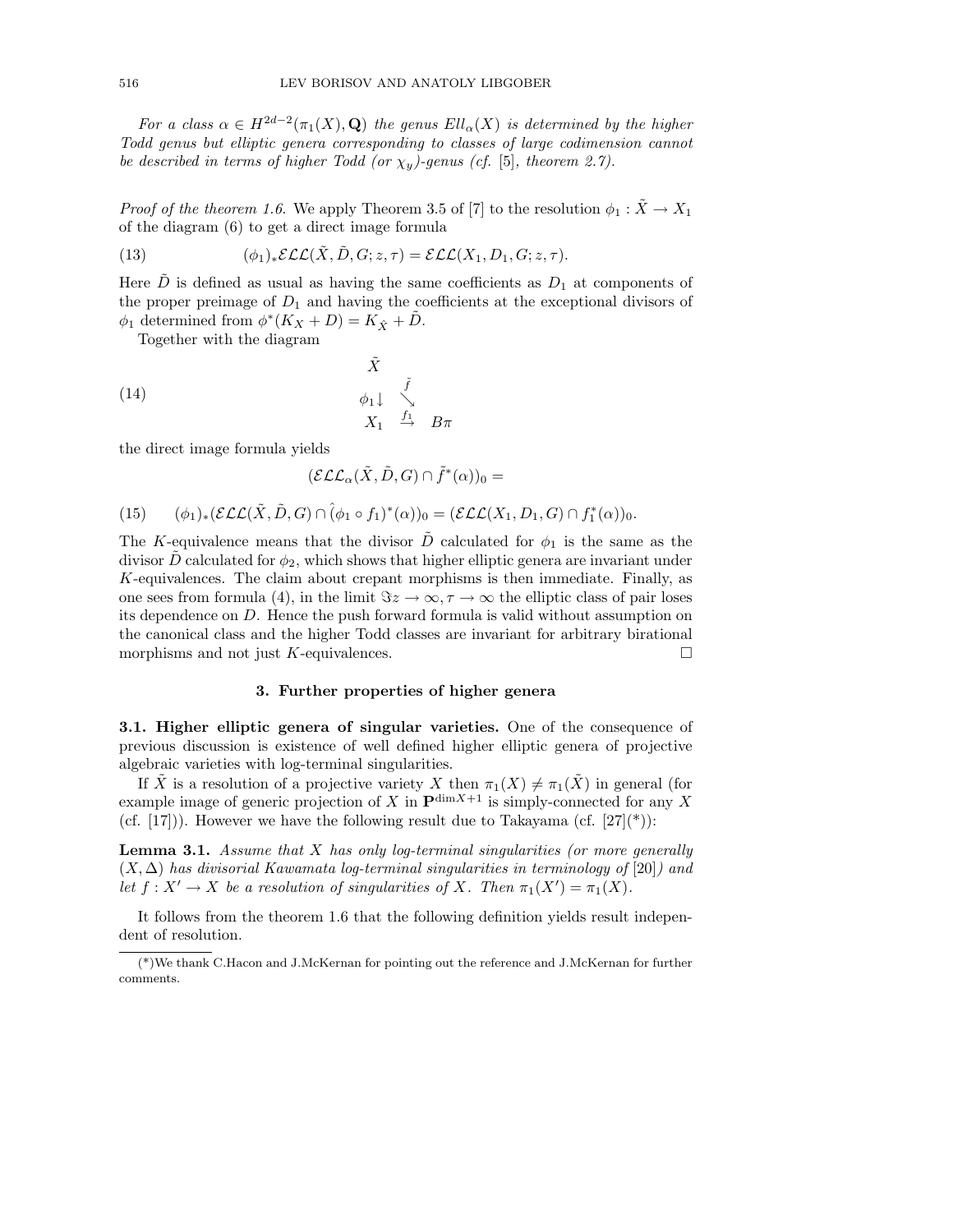*For a class $\alpha \in H^{2d-2}(\pi_1(X), \mathbf{Q})$ the genus $Ell_\alpha(X)$ is determined by the higher Todd genus but elliptic genera corresponding to classes of large codimension cannot be described in terms of higher Todd (or $\chi_y$)-genus (cf. [5], theorem 2.7).*

*Proof of the theorem 1.6.* We apply Theorem 3.5 of [7] to the resolution $\phi_1 : \tilde{X} \to X_1$ of the diagram (6) to get a direct image formula

$$(\phi_1)_* \mathcal{ELL}(\tilde{X}, \tilde{D}, G; z, \tau) = \mathcal{ELL}(X_1, D_1, G; z, \tau). \tag{13}$$

Here $\tilde{D}$ is defined as usual as having the same coefficients as $D_1$ at components of the proper preimage of $D_1$ and having the coefficients at the exceptional divisors of $\phi_1$ determined from $\phi^*(K_X + D) = K_{\hat{X}} + \tilde{D}$.

Together with the diagram

$$\begin{array}{ccc} \tilde{X} & & \\ \phi_1 \downarrow & \overset{\tilde{f}}{\searrow} & \\ X_1 & \overset{f_1}{\to} & B\pi \end{array} \tag{14}$$

the direct image formula yields

$$(\mathcal{ELL}_\alpha(\tilde{X}, \tilde{D}, G) \cap \tilde{f}^*(\alpha))_0 =$$

$$(\phi_1)_* (\mathcal{ELL}(\tilde{X}, \tilde{D}, G) \cap \hat{(}\phi_1 \circ f_1)^*(\alpha))_0 = (\mathcal{ELL}(X_1, D_1, G) \cap f_1^*(\alpha))_0. \tag{15}$$

The $K$-equivalence means that the divisor $\tilde{D}$ calculated for $\phi_1$ is the same as the divisor $\tilde{D}$ calculated for $\phi_2$, which shows that higher elliptic genera are invariant under $K$-equivalences. The claim about crepant morphisms is then immediate. Finally, as one sees from formula (4), in the limit $\Im z \to \infty, \tau \to \infty$ the elliptic class of pair loses its dependence on $D$. Hence the push forward formula is valid without assumption on the canonical class and the higher Todd classes are invariant for arbitrary birational morphisms and not just $K$-equivalences. $\square$

## 3. Further properties of higher genera

**3.1. Higher elliptic genera of singular varieties.** One of the consequence of previous discussion is existence of well defined higher elliptic genera of projective algebraic varieties with log-terminal singularities.

If $\tilde{X}$ is a resolution of a projective variety $X$ then $\pi_1(X) \neq \pi_1(\tilde{X})$ in general (for example image of generic projection of $X$ in $\mathbf{P}^{\dim X+1}$ is simply-connected for any $X$ (cf. [17])). However we have the following result due to Takayama (cf. [27](\*)):

**Lemma 3.1.** *Assume that $X$ has only log-terminal singularities (or more generally $(X, \Delta)$ has divisorial Kawamata log-terminal singularities in terminology of* [20]*) and let $f : X' \to X$ be a resolution of singularities of $X$. Then $\pi_1(X') = \pi_1(X)$.*

It follows from the theorem 1.6 that the following definition yields result independent of resolution.

(\*)We thank C.Hacon and J.McKernan for pointing out the reference and J.McKernan for further comments.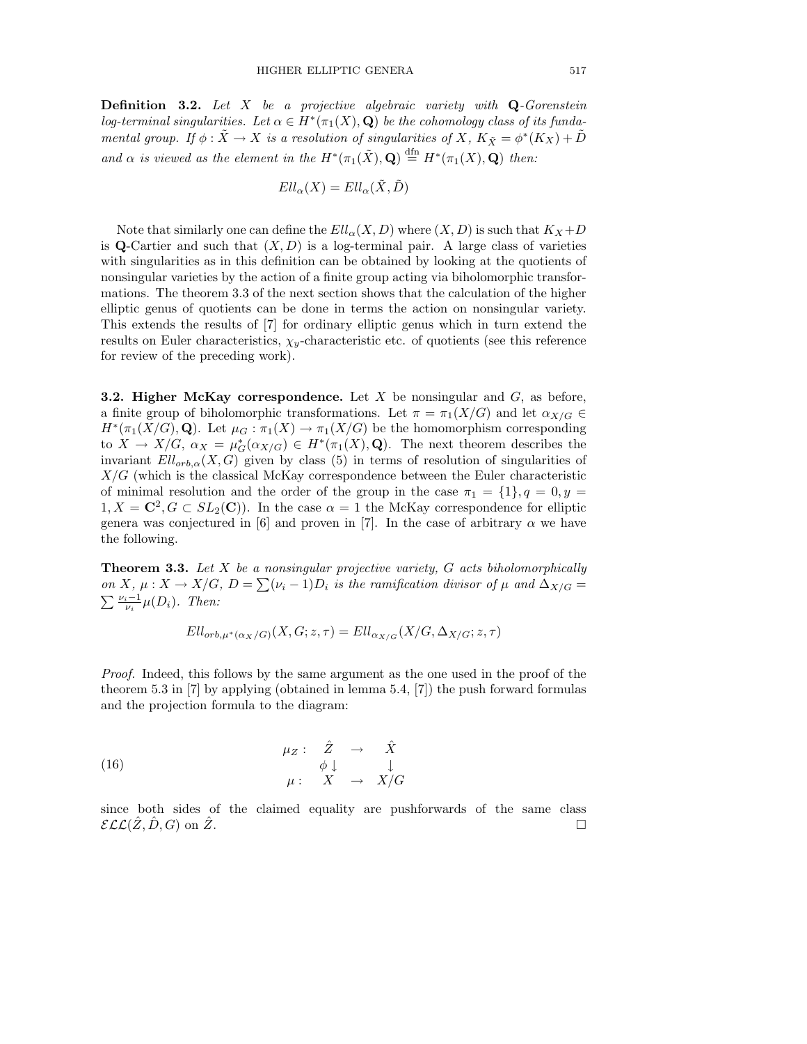**Definition 3.2.** *Let $X$ be a projective algebraic variety with $\mathbf{Q}$-Gorenstein log-terminal singularities. Let $\alpha \in H^*(\pi_1(X), \mathbf{Q})$ be the cohomology class of its fundamental group. If $\phi : \tilde{X} \to X$ is a resolution of singularities of $X$, $K_{\tilde{X}} = \phi^*(K_X) + \tilde{D}$ and $\alpha$ is viewed as the element in the $H^*(\pi_1(\tilde{X}), \mathbf{Q}) \stackrel{\text{dfn}}{=} H^*(\pi_1(X), \mathbf{Q})$ then:*

$$Ell_\alpha(X) = Ell_\alpha(\tilde{X}, \tilde{D})$$

Note that similarly one can define the $Ell_\alpha(X, D)$ where $(X, D)$ is such that $K_X + D$ is $\mathbf{Q}$-Cartier and such that $(X, D)$ is a log-terminal pair. A large class of varieties with singularities as in this definition can be obtained by looking at the quotients of nonsingular varieties by the action of a finite group acting via biholomorphic transformations. The theorem 3.3 of the next section shows that the calculation of the higher elliptic genus of quotients can be done in terms the action on nonsingular variety. This extends the results of [7] for ordinary elliptic genus which in turn extend the results on Euler characteristics, $\chi_y$-characteristic etc. of quotients (see this reference for review of the preceding work).

**3.2. Higher McKay correspondence.** Let $X$ be nonsingular and $G$, as before, a finite group of biholomorphic transformations. Let $\pi = \pi_1(X/G)$ and let $\alpha_{X/G} \in H^*(\pi_1(X/G), \mathbf{Q})$. Let $\mu_G : \pi_1(X) \to \pi_1(X/G)$ be the homomorphism corresponding to $X \to X/G$, $\alpha_X = \mu_G^*(\alpha_{X/G}) \in H^*(\pi_1(X), \mathbf{Q})$. The next theorem describes the invariant $Ell_{orb,\alpha}(X, G)$ given by class (5) in terms of resolution of singularities of $X/G$ (which is the classical McKay correspondence between the Euler characteristic of minimal resolution and the order of the group in the case $\pi_1 = \{1\}, q = 0, y = 1, X = \mathbf{C}^2, G \subset SL_2(\mathbf{C})$). In the case $\alpha = 1$ the McKay correspondence for elliptic genera was conjectured in [6] and proven in [7]. In the case of arbitrary $\alpha$ we have the following.

**Theorem 3.3.** *Let $X$ be a nonsingular projective variety, $G$ acts biholomorphically on $X$, $\mu : X \to X/G$, $D = \sum(\nu_i - 1)D_i$ is the ramification divisor of $\mu$ and $\Delta_{X/G} = \sum \frac{\nu_i - 1}{\nu_i}\mu(D_i)$. Then:*

$$Ell_{orb,\mu^*(\alpha_{X/G})}(X, G; z, \tau) = Ell_{\alpha_{X/G}}(X/G, \Delta_{X/G}; z, \tau)$$

*Proof.* Indeed, this follows by the same argument as the one used in the proof of the theorem 5.3 in [7] by applying (obtained in lemma 5.4, [7]) the push forward formulas and the projection formula to the diagram:

$$\begin{array}{cccc} \mu_Z : & \hat{Z} & \to & \hat{X} \\ & \phi \downarrow & & \downarrow \\ \mu : & X & \to & X/G \end{array} \tag{16}$$

since both sides of the claimed equality are pushforwards of the same class $\mathcal{ELL}(\hat{Z}, \hat{D}, G)$ on $\hat{Z}$. $\square$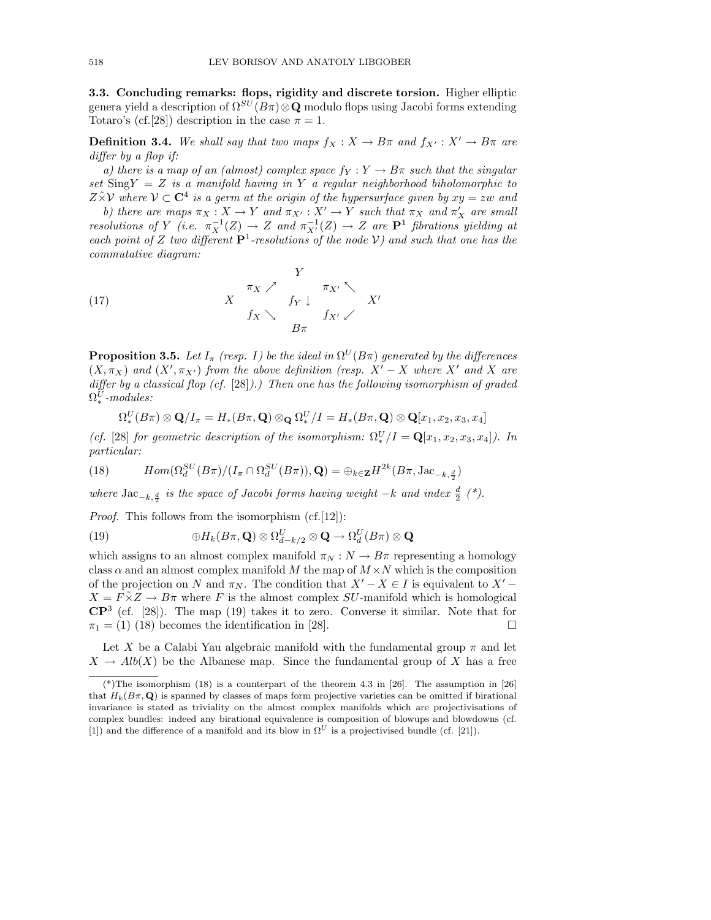**3.3. Concluding remarks: flops, rigidity and discrete torsion.** Higher elliptic genera yield a description of $\Omega^{SU}(B\pi)\otimes\mathbf{Q}$ modulo flops using Jacobi forms extending Totaro's (cf.[28]) description in the case $\pi = 1$.

**Definition 3.4.** *We shall say that two maps $f_X : X \to B\pi$ and $f_{X'} : X' \to B\pi$ are differ by a flop if:*

*a) there is a map of an (almost) complex space $f_Y : Y \to B\pi$ such that the singular set* Sing$Y = Z$ *is a manifold having in $Y$ a regular neighborhood biholomorphic to $Z\tilde{\times}\mathcal{V}$ where $\mathcal{V} \subset \mathbf{C}^4$ is a germ at the origin of the hypersurface given by $xy = zw$ and*

*b) there are maps $\pi_X : X \to Y$ and $\pi_{X'} : X' \to Y$ such that $\pi_X$ and $\pi'_X$ are small resolutions of $Y$ (i.e. $\pi_X^{-1}(Z) \to Z$ and $\pi_{X'}^{-1}(Z) \to Z$ are $\mathbf{P}^1$ fibrations yielding at each point of $Z$ two different $\mathbf{P}^1$-resolutions of the node $\mathcal{V}$) and such that one has the commutative diagram:*

$$
\begin{array}{ccccc}
 & & Y & & \\
 & \pi_X \nearrow & & \pi_{X'} \nwarrow & \\
X & & f_Y \downarrow & & X' \\
 & f_X \searrow & & f_{X'} \swarrow & \\
 & & B\pi & &
\end{array}
\tag{17}
$$

**Proposition 3.5.** *Let $I_\pi$ (resp. $I$) be the ideal in $\Omega^U(B\pi)$ generated by the differences $(X, \pi_X)$ and $(X', \pi_{X'})$ from the above definition (resp. $X' - X$ where $X'$ and $X$ are differ by a classical flop (cf. [28]).) Then one has the following isomorphism of graded $\Omega^U_*$-modules:*

$$\Omega^U_*(B\pi)\otimes\mathbf{Q}/I_\pi = H_*(B\pi,\mathbf{Q})\otimes_{\mathbf{Q}}\Omega^U_*/I = H_*(B\pi,\mathbf{Q})\otimes\mathbf{Q}[x_1,x_2,x_3,x_4]$$

*(cf. [28] for geometric description of the isomorphism: $\Omega^U_*/I = \mathbf{Q}[x_1,x_2,x_3,x_4]$). In particular:*

$$Hom(\Omega^{SU}_d(B\pi)/(I_\pi\cap\Omega^{SU}_d(B\pi)),\mathbf{Q}) = \oplus_{k\in\mathbf{Z}}H^{2k}(B\pi,\mathrm{Jac}_{-k,\frac{d}{2}}) \tag{18}$$

*where $\mathrm{Jac}_{-k,\frac{d}{2}}$ is the space of Jacobi forms having weight $-k$ and index $\frac{d}{2}$ (\*).*

*Proof.* This follows from the isomorphism (cf.[12]):

$$\oplus H_k(B\pi,\mathbf{Q})\otimes\Omega^U_{d-k/2}\otimes\mathbf{Q}\to\Omega^U_d(B\pi)\otimes\mathbf{Q} \tag{19}$$

which assigns to an almost complex manifold $\pi_N : N \to B\pi$ representing a homology class $\alpha$ and an almost complex manifold $M$ the map of $M\times N$ which is the composition of the projection on $N$ and $\pi_N$. The condition that $X' - X \in I$ is equivalent to $X' - X = F\tilde{\times}Z \to B\pi$ where $F$ is the almost complex $SU$-manifold which is homological $\mathbf{CP}^3$ (cf. [28]). The map (19) takes it to zero. Converse it similar. Note that for $\pi_1 = (1)$ (18) becomes the identification in [28]. $\square$

Let $X$ be a Calabi Yau algebraic manifold with the fundamental group $\pi$ and let $X \to Alb(X)$ be the Albanese map. Since the fundamental group of $X$ has a free

---

(\*)The isomorphism (18) is a counterpart of the theorem 4.3 in [26]. The assumption in [26] that $H_k(B\pi,\mathbf{Q})$ is spanned by classes of maps form projective varieties can be omitted if birational invariance is stated as triviality on the almost complex manifolds which are projectivisations of complex bundles: indeed any birational equivalence is composition of blowups and blowdowns (cf. [1]) and the difference of a manifold and its blow in $\Omega^U$ is a projectivised bundle (cf. [21]).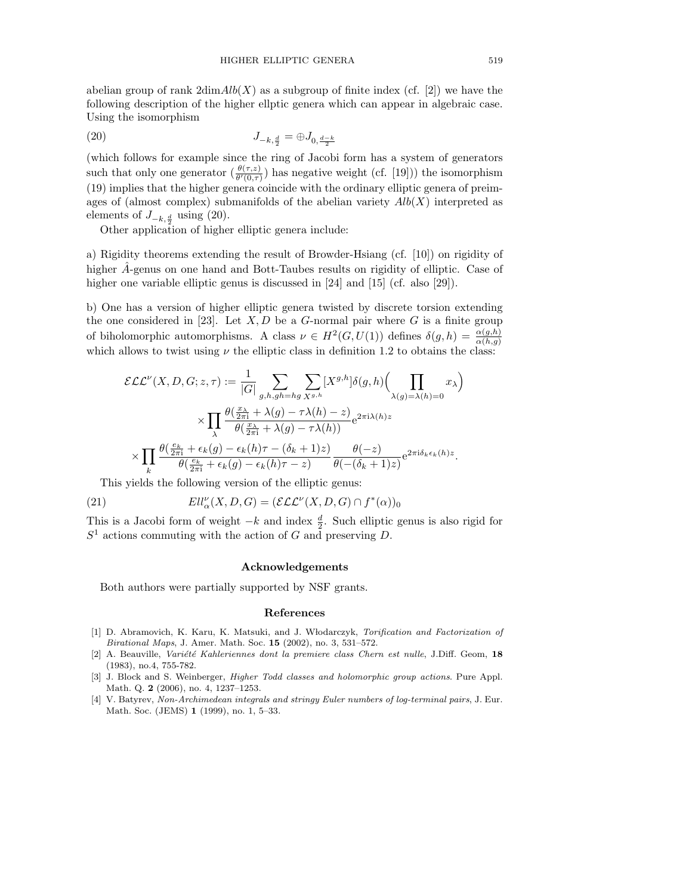abelian group of rank $2\dim Alb(X)$ as a subgroup of finite index (cf. [2]) we have the following description of the higher ellptic genera which can appear in algebraic case. Using the isomorphism

$$J_{-k,\frac{d}{2}} = \oplus J_{0,\frac{d-k}{2}} \tag{20}$$

(which follows for example since the ring of Jacobi form has a system of generators such that only one generator $(\frac{\theta(\tau,z)}{\theta'(0,\tau)})$ has negative weight (cf. [19])) the isomorphism (19) implies that the higher genera coincide with the ordinary elliptic genera of preimages of (almost complex) submanifolds of the abelian variety $Alb(X)$ interpreted as elements of $J_{-k,\frac{d}{2}}$ using (20).

Other application of higher elliptic genera include:

a) Rigidity theorems extending the result of Browder-Hsiang (cf. [10]) on rigidity of higher $\hat{A}$-genus on one hand and Bott-Taubes results on rigidity of elliptic. Case of higher one variable elliptic genus is discussed in [24] and [15] (cf. also [29]).

b) One has a version of higher elliptic genera twisted by discrete torsion extending the one considered in [23]. Let $X, D$ be a $G$-normal pair where $G$ is a finite group of biholomorphic automorphisms. A class $\nu \in H^2(G, U(1))$ defines $\delta(g,h) = \frac{\alpha(g,h)}{\alpha(h,g)}$ which allows to twist using $\nu$ the elliptic class in definition 1.2 to obtains the class:

$$\begin{aligned}
\mathcal{ELL}^{\nu}(X,D,G;z,\tau) := \frac{1}{|G|} \sum_{g,h,gh=hg} \sum_{X^{g,h}} [X^{g,h}] \delta(g,h) \Big( \prod_{\lambda(g)=\lambda(h)=0} x_\lambda \Big) \\
\times \prod_{\lambda} \frac{\theta(\frac{x_\lambda}{2\pi \mathrm{i}} + \lambda(g) - \tau\lambda(h) - z)}{\theta(\frac{x_\lambda}{2\pi \mathrm{i}} + \lambda(g) - \tau\lambda(h))} \mathrm{e}^{2\pi \mathrm{i}\lambda(h) z} \\
\times \prod_{k} \frac{\theta(\frac{e_k}{2\pi \mathrm{i}} + \epsilon_k(g) - \epsilon_k(h)\tau - (\delta_k+1)z)}{\theta(\frac{e_k}{2\pi \mathrm{i}} + \epsilon_k(g) - \epsilon_k(h)\tau - z)} \frac{\theta(-z)}{\theta(-(\delta_k+1)z)} \mathrm{e}^{2\pi \mathrm{i}\delta_k \epsilon_k(h) z}.
\end{aligned}$$

This yields the following version of the elliptic genus:

$$Ell^{\nu}_{\alpha}(X,D,G) = (\mathcal{ELL}^{\nu}(X,D,G) \cap f^*(\alpha))_0 \tag{21}$$

This is a Jacobi form of weight $-k$ and index $\frac{d}{2}$. Such elliptic genus is also rigid for $S^1$ actions commuting with the action of $G$ and preserving $D$.

## Acknowledgements

Both authors were partially supported by NSF grants.

## References

[1] D. Abramovich, K. Karu, K. Matsuki, and J. Włodarczyk, *Torification and Factorization of Birational Maps*, J. Amer. Math. Soc. **15** (2002), no. 3, 531–572.

[2] A. Beauville, *Variété Kahleriennes dont la premiere class Chern est nulle*, J.Diff. Geom, **18** (1983), no.4, 755-782.

[3] J. Block and S. Weinberger, *Higher Todd classes and holomorphic group actions*. Pure Appl. Math. Q. **2** (2006), no. 4, 1237–1253.

[4] V. Batyrev, *Non-Archimedean integrals and stringy Euler numbers of log-terminal pairs*, J. Eur. Math. Soc. (JEMS) **1** (1999), no. 1, 5–33.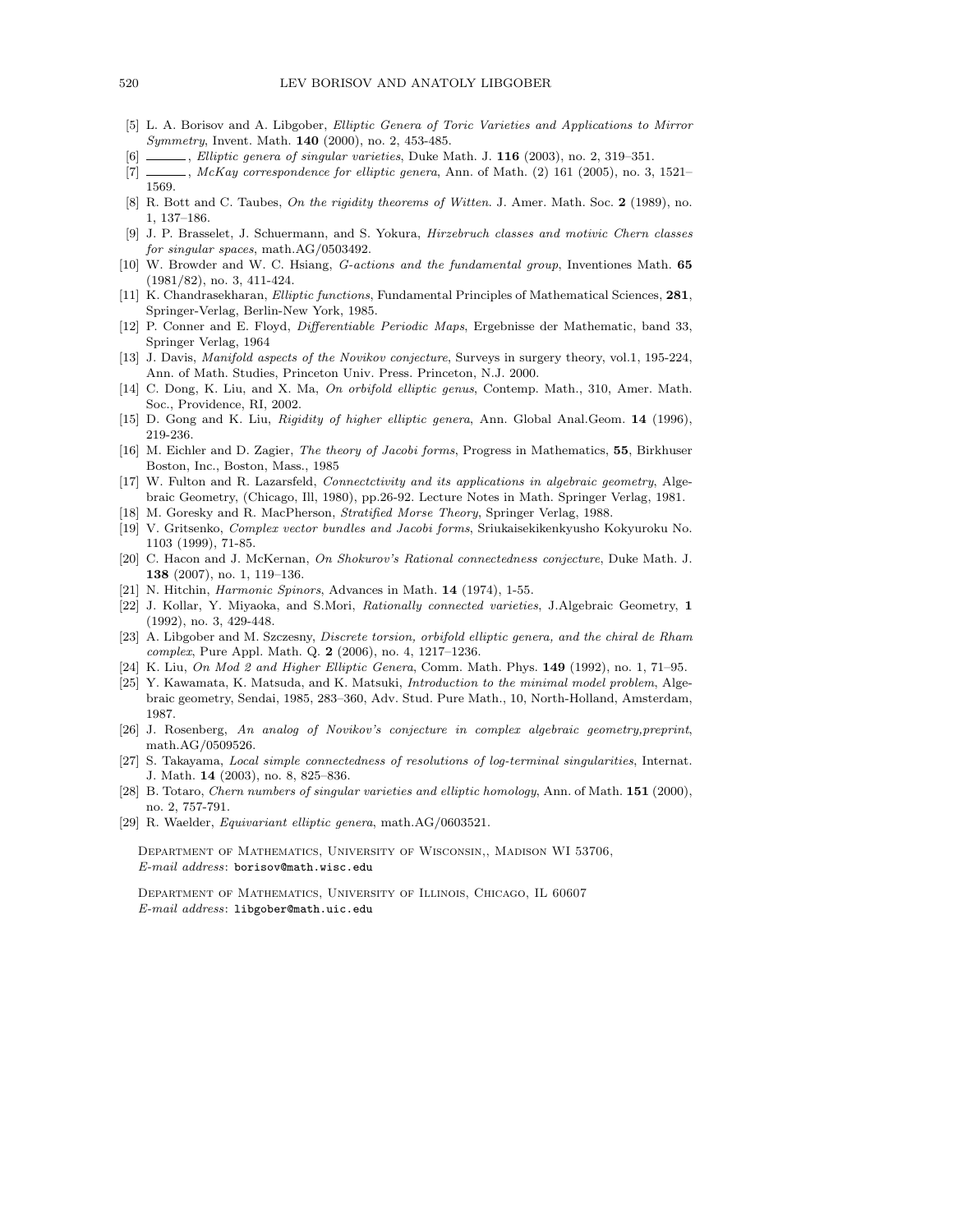[5] L. A. Borisov and A. Libgober, *Elliptic Genera of Toric Varieties and Applications to Mirror Symmetry*, Invent. Math. **140** (2000), no. 2, 453-485.

[6] ———, *Elliptic genera of singular varieties*, Duke Math. J. **116** (2003), no. 2, 319–351.

[7] ———, *McKay correspondence for elliptic genera*, Ann. of Math. (2) 161 (2005), no. 3, 1521–1569.

[8] R. Bott and C. Taubes, *On the rigidity theorems of Witten*. J. Amer. Math. Soc. **2** (1989), no. 1, 137–186.

[9] J. P. Brasselet, J. Schuermann, and S. Yokura, *Hirzebruch classes and motivic Chern classes for singular spaces*, math.AG/0503492.

[10] W. Browder and W. C. Hsiang, *G-actions and the fundamental group*, Inventiones Math. **65** (1981/82), no. 3, 411-424.

[11] K. Chandrasekharan, *Elliptic functions*, Fundamental Principles of Mathematical Sciences, **281**, Springer-Verlag, Berlin-New York, 1985.

[12] P. Conner and E. Floyd, *Differentiable Periodic Maps*, Ergebnisse der Mathematic, band 33, Springer Verlag, 1964

[13] J. Davis, *Manifold aspects of the Novikov conjecture*, Surveys in surgery theory, vol.1, 195-224, Ann. of Math. Studies, Princeton Univ. Press. Princeton, N.J. 2000.

[14] C. Dong, K. Liu, and X. Ma, *On orbifold elliptic genus*, Contemp. Math., 310, Amer. Math. Soc., Providence, RI, 2002.

[15] D. Gong and K. Liu, *Rigidity of higher elliptic genera*, Ann. Global Anal.Geom. **14** (1996), 219-236.

[16] M. Eichler and D. Zagier, *The theory of Jacobi forms*, Progress in Mathematics, **55**, Birkhuser Boston, Inc., Boston, Mass., 1985

[17] W. Fulton and R. Lazarsfeld, *Connectctivity and its applications in algebraic geometry*, Algebraic Geometry, (Chicago, Ill, 1980), pp.26-92. Lecture Notes in Math. Springer Verlag, 1981.

[18] M. Goresky and R. MacPherson, *Stratified Morse Theory*, Springer Verlag, 1988.

[19] V. Gritsenko, *Complex vector bundles and Jacobi forms*, Sriukaisekikenkyusho Kokyuroku No. 1103 (1999), 71-85.

[20] C. Hacon and J. McKernan, *On Shokurov's Rational connectedness conjecture*, Duke Math. J. **138** (2007), no. 1, 119–136.

[21] N. Hitchin, *Harmonic Spinors*, Advances in Math. **14** (1974), 1-55.

[22] J. Kollar, Y. Miyaoka, and S.Mori, *Rationally connected varieties*, J.Algebraic Geometry, **1** (1992), no. 3, 429-448.

[23] A. Libgober and M. Szczesny, *Discrete torsion, orbifold elliptic genera, and the chiral de Rham complex*, Pure Appl. Math. Q. **2** (2006), no. 4, 1217–1236.

[24] K. Liu, *On Mod 2 and Higher Elliptic Genera*, Comm. Math. Phys. **149** (1992), no. 1, 71–95.

[25] Y. Kawamata, K. Matsuda, and K. Matsuki, *Introduction to the minimal model problem*, Algebraic geometry, Sendai, 1985, 283–360, Adv. Stud. Pure Math., 10, North-Holland, Amsterdam, 1987.

[26] J. Rosenberg, *An analog of Novikov's conjecture in complex algebraic geometry,preprint*, math.AG/0509526.

[27] S. Takayama, *Local simple connectedness of resolutions of log-terminal singularities*, Internat. J. Math. **14** (2003), no. 8, 825–836.

[28] B. Totaro, *Chern numbers of singular varieties and elliptic homology*, Ann. of Math. **151** (2000), no. 2, 757-791.

[29] R. Waelder, *Equivariant elliptic genera*, math.AG/0603521.

Department of Mathematics, University of Wisconsin,, Madison WI 53706,
*E-mail address*: borisov@math.wisc.edu

Department of Mathematics, University of Illinois, Chicago, IL 60607
*E-mail address*: libgober@math.uic.edu